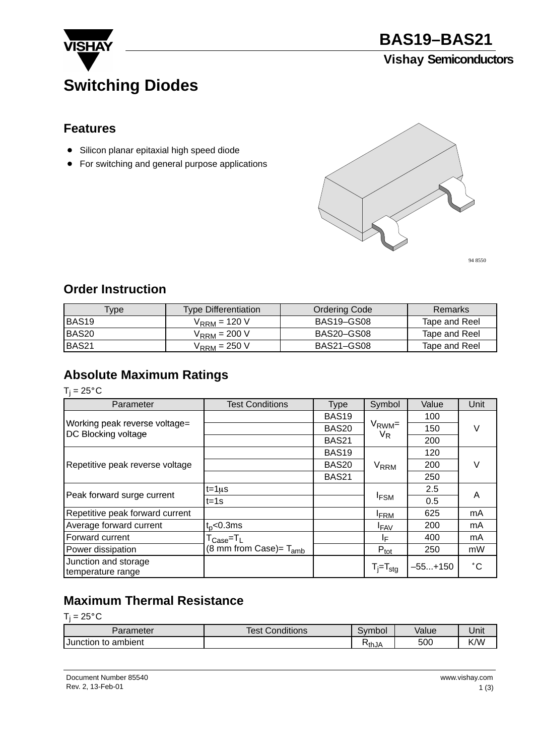# BAS19–BAS21

Vishay Semiconductors

# Switching Diodes

## Features

- Silicon planar epitaxial high speed diode
- For switching and general purpose applications

94 8550

## Order Instruction

| Type | Type Differentiation | Ordering Code | Remarks |
|---|---|---|---|
| BAS19 | $V_{RRM}$ = 120 V | BAS19–GS08 | Tape and Reel |
| BAS20 | $V_{RRM}$ = 200 V | BAS20–GS08 | Tape and Reel |
| BAS21 | $V_{RRM}$ = 250 V | BAS21–GS08 | Tape and Reel |

## Absolute Maximum Ratings

$T_j$ = 25°C

| Parameter | Test Conditions | Type | Symbol | Value | Unit |
|---|---|---|---|---|---|
| Working peak reverse voltage= DC Blocking voltage | | BAS19 | $V_{RWM}$= $V_R$ | 100 | V |
| | | BAS20 | | 150 | |
| | | BAS21 | | 200 | |
| Repetitive peak reverse voltage | | BAS19 | $V_{RRM}$ | 120 | V |
| | | BAS20 | | 200 | |
| | | BAS21 | | 250 | |
| Peak forward surge current | t=1μs | | $I_{FSM}$ | 2.5 | A |
| | t=1s | | | 0.5 | |
| Repetitive peak forward current | | | $I_{FRM}$ | 625 | mA |
| Average forward current | $t_p$<0.3ms | | $I_{FAV}$ | 200 | mA |
| Forward current | $T_{Case}$=$T_L$ (8 mm from Case)= $T_{amb}$ | | $I_F$ | 400 | mA |
| Power dissipation | | | $P_{tot}$ | 250 | mW |
| Junction and storage temperature range | | | $T_j$=$T_{stg}$ | –55...+150 | °C |

## Maximum Thermal Resistance

$T_j$ = 25°C

| Parameter | Test Conditions | Symbol | Value | Unit |
|---|---|---|---|---|
| Junction to ambient | | $R_{thJA}$ | 500 | K/W |

Document Number 85540
Rev. 2, 13-Feb-01

www.vishay.com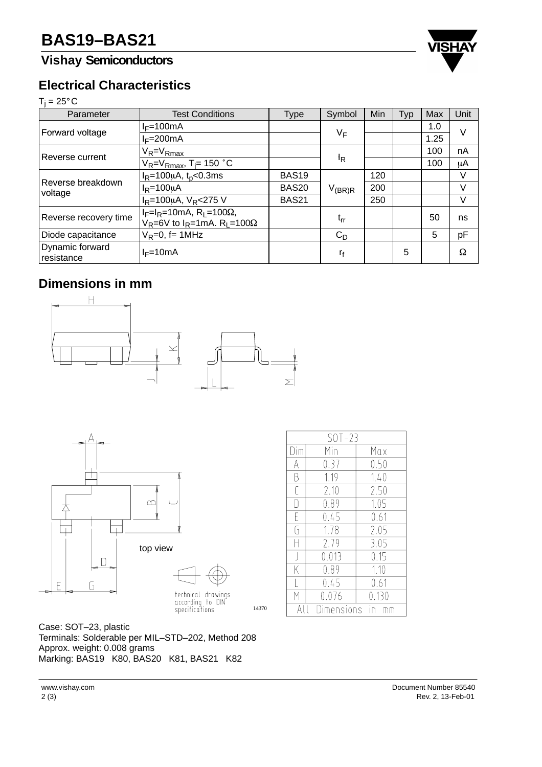## Electrical Characteristics

$T_j = 25°C$

| Parameter | Test Conditions | Type | Symbol | Min | Typ | Max | Unit |
|---|---|---|---|---|---|---|---|
| Forward voltage | $I_F$=100mA | | $V_F$ | | | 1.0 | V |
| | $I_F$=200mA | | | | | 1.25 | |
| Reverse current | $V_R$=$V_{Rmax}$ | | $I_R$ | | | 100 | nA |
| | $V_R$=$V_{Rmax}$, $T_j$= 150 °C | | | | | 100 | μA |
| Reverse breakdown voltage | $I_R$=100μA, $t_p$<0.3ms | BAS19 | $V_{(BR)R}$ | 120 | | | V |
| | $I_R$=100μA | BAS20 | | 200 | | | V |
| | $I_R$=100μA, $V_R$<275 V | BAS21 | | 250 | | | V |
| Reverse recovery time | $I_F$=$I_R$=10mA, $R_L$=100Ω, $V_R$=6V to $I_R$=1mA. $R_L$=100Ω | | $t_{rr}$ | | | 50 | ns |
| Diode capacitance | $V_R$=0, f= 1MHz | | $C_D$ | | | 5 | pF |
| Dynamic forward resistance | $I_F$=10mA | | $r_f$ | | 5 | | Ω |

## Dimensions in mm

top view

technical drawings according to DIN specifications

14370

| SOT-23 | | |
|---|---|---|
| Dim | Min | Max |
| A | 0.37 | 0.50 |
| B | 1.19 | 1.40 |
| C | 2.10 | 2.50 |
| D | 0.89 | 1.05 |
| E | 0.45 | 0.61 |
| G | 1.78 | 2.05 |
| H | 2.79 | 3.05 |
| J | 0.013 | 0.15 |
| K | 0.89 | 1.10 |
| L | 0.45 | 0.61 |
| M | 0.076 | 0.130 |
| All Dimensions in mm | | |

Case: SOT–23, plastic
Terminals: Solderable per MIL–STD–202, Method 208
Approx. weight: 0.008 grams
Marking: BAS19 K80, BAS20 K81, BAS21 K82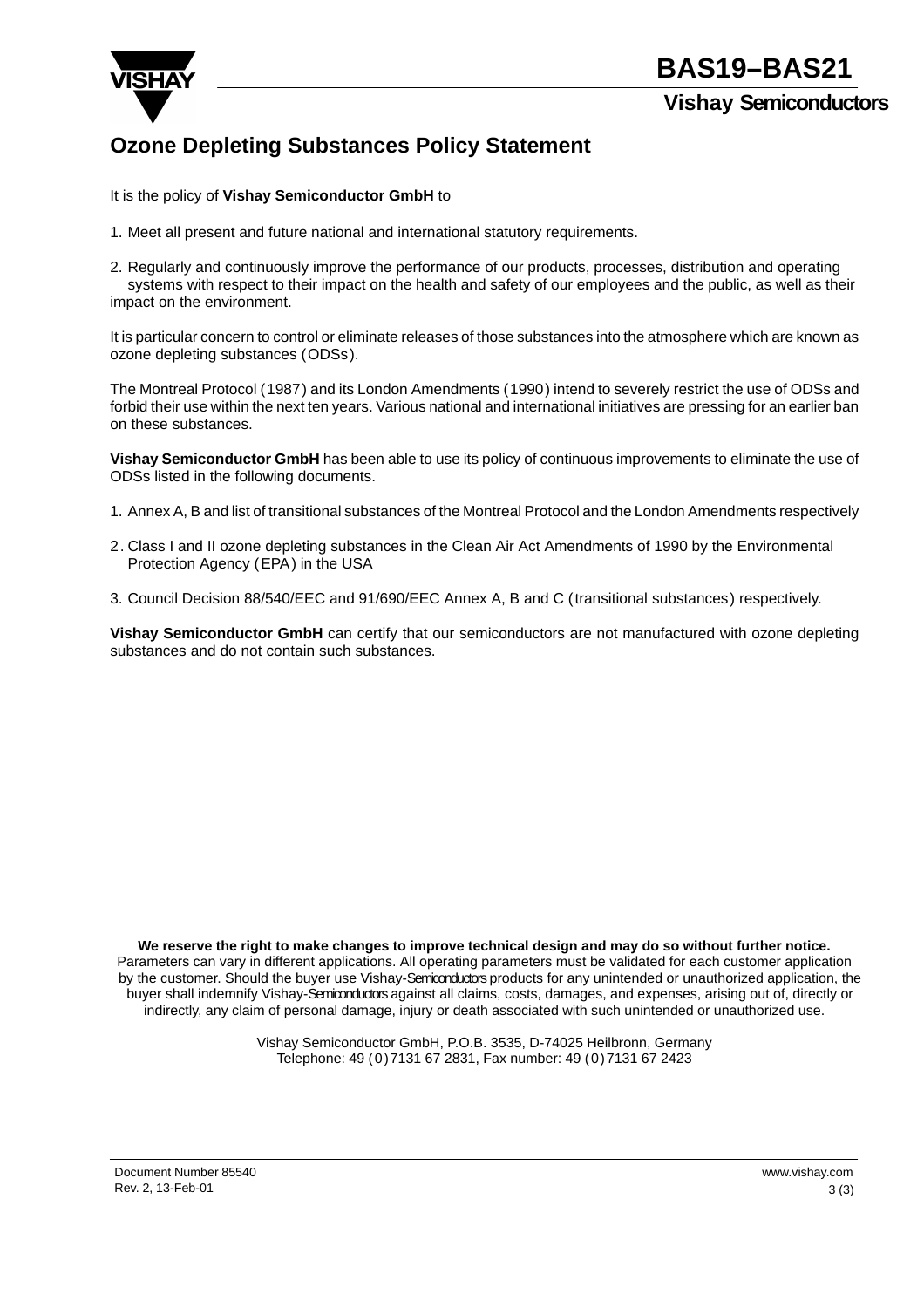# Ozone Depleting Substances Policy Statement

It is the policy of **Vishay Semiconductor GmbH** to

1. Meet all present and future national and international statutory requirements.

2. Regularly and continuously improve the performance of our products, processes, distribution and operating systems with respect to their impact on the health and safety of our employees and the public, as well as their impact on the environment.

It is particular concern to control or eliminate releases of those substances into the atmosphere which are known as ozone depleting substances (ODSs).

The Montreal Protocol (1987) and its London Amendments (1990) intend to severely restrict the use of ODSs and forbid their use within the next ten years. Various national and international initiatives are pressing for an earlier ban on these substances.

**Vishay Semiconductor GmbH** has been able to use its policy of continuous improvements to eliminate the use of ODSs listed in the following documents.

1. Annex A, B and list of transitional substances of the Montreal Protocol and the London Amendments respectively

2. Class I and II ozone depleting substances in the Clean Air Act Amendments of 1990 by the Environmental Protection Agency (EPA) in the USA

3. Council Decision 88/540/EEC and 91/690/EEC Annex A, B and C (transitional substances) respectively.

**Vishay Semiconductor GmbH** can certify that our semiconductors are not manufactured with ozone depleting substances and do not contain such substances.

**We reserve the right to make changes to improve technical design and may do so without further notice.**
Parameters can vary in different applications. All operating parameters must be validated for each customer application by the customer. Should the buyer use Vishay-Semiconductors products for any unintended or unauthorized application, the buyer shall indemnify Vishay-Semiconductors against all claims, costs, damages, and expenses, arising out of, directly or indirectly, any claim of personal damage, injury or death associated with such unintended or unauthorized use.

Vishay Semiconductor GmbH, P.O.B. 3535, D-74025 Heilbronn, Germany
Telephone: 49 (0)7131 67 2831, Fax number: 49 (0)7131 67 2423